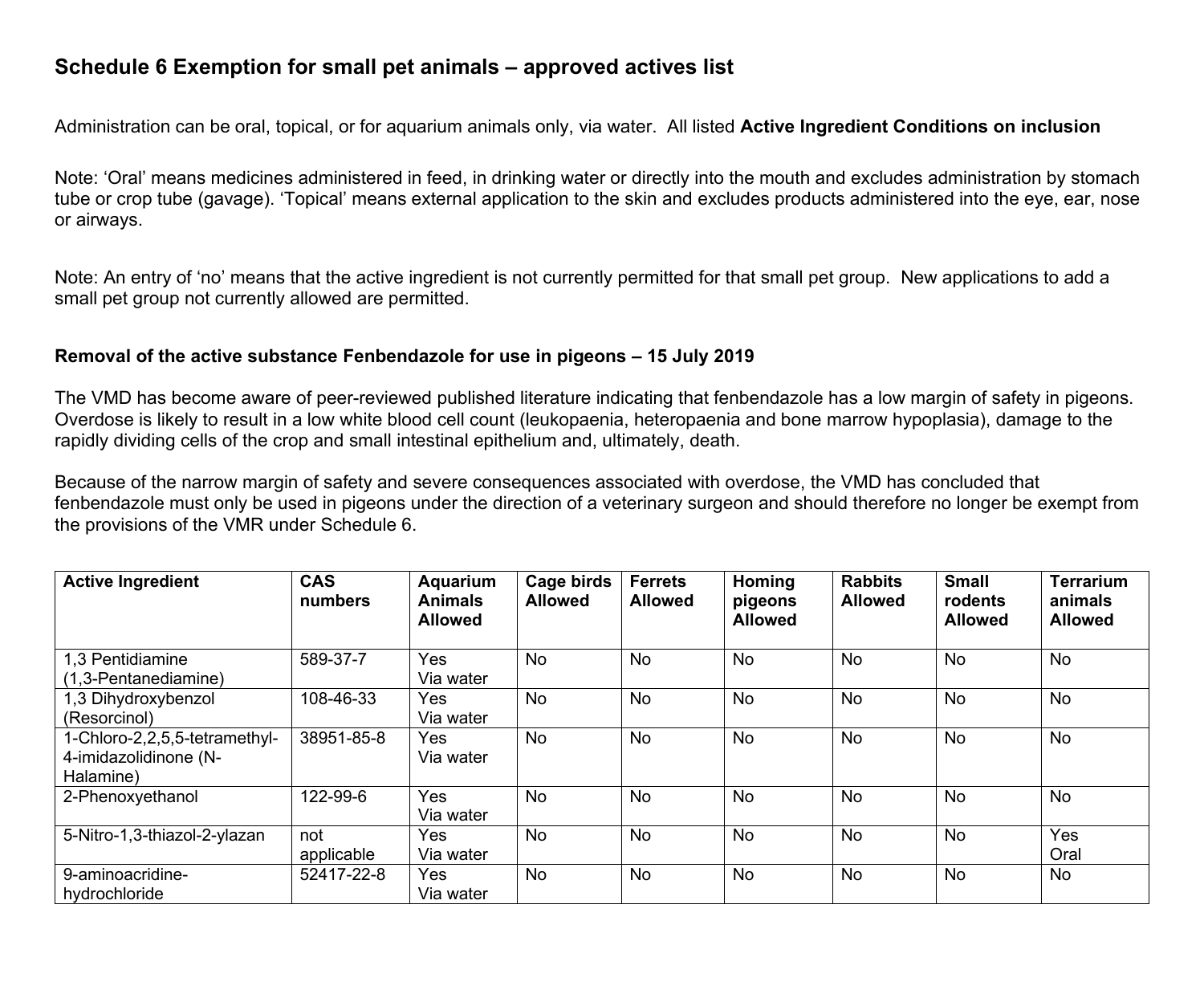## Schedule 6 Exemption for small pet animals – approved actives list

Administration can be oral, topical, or for aquarium animals only, via water. All listed **Active Ingredient Conditions on inclusion**

Note: 'Oral' means medicines administered in feed, in drinking water or directly into the mouth and excludes administration by stomach tube or crop tube (gavage). 'Topical' means external application to the skin and excludes products administered into the eye, ear, nose or airways.

Note: An entry of 'no' means that the active ingredient is not currently permitted for that small pet group. New applications to add a small pet group not currently allowed are permitted.

**Removal of the active substance Fenbendazole for use in pigeons – 15 July 2019**

The VMD has become aware of peer-reviewed published literature indicating that fenbendazole has a low margin of safety in pigeons. Overdose is likely to result in a low white blood cell count (leukopaenia, heteropaenia and bone marrow hypoplasia), damage to the rapidly dividing cells of the crop and small intestinal epithelium and, ultimately, death.

Because of the narrow margin of safety and severe consequences associated with overdose, the VMD has concluded that fenbendazole must only be used in pigeons under the direction of a veterinary surgeon and should therefore no longer be exempt from the provisions of the VMR under Schedule 6.

| Active Ingredient | CAS numbers | Aquarium Animals Allowed | Cage birds Allowed | Ferrets Allowed | Homing pigeons Allowed | Rabbits Allowed | Small rodents Allowed | Terrarium animals Allowed |
|---|---|---|---|---|---|---|---|---|
| 1,3 Pentidiamine (1,3-Pentanediamine) | 589-37-7 | Yes Via water | No | No | No | No | No | No |
| 1,3 Dihydroxybenzol (Resorcinol) | 108-46-33 | Yes Via water | No | No | No | No | No | No |
| 1-Chloro-2,2,5,5-tetramethyl-4-imidazolidinone (N-Halamine) | 38951-85-8 | Yes Via water | No | No | No | No | No | No |
| 2-Phenoxyethanol | 122-99-6 | Yes Via water | No | No | No | No | No | No |
| 5-Nitro-1,3-thiazol-2-ylazan | not applicable | Yes Via water | No | No | No | No | No | Yes Oral |
| 9-aminoacridine-hydrochloride | 52417-22-8 | Yes Via water | No | No | No | No | No | No |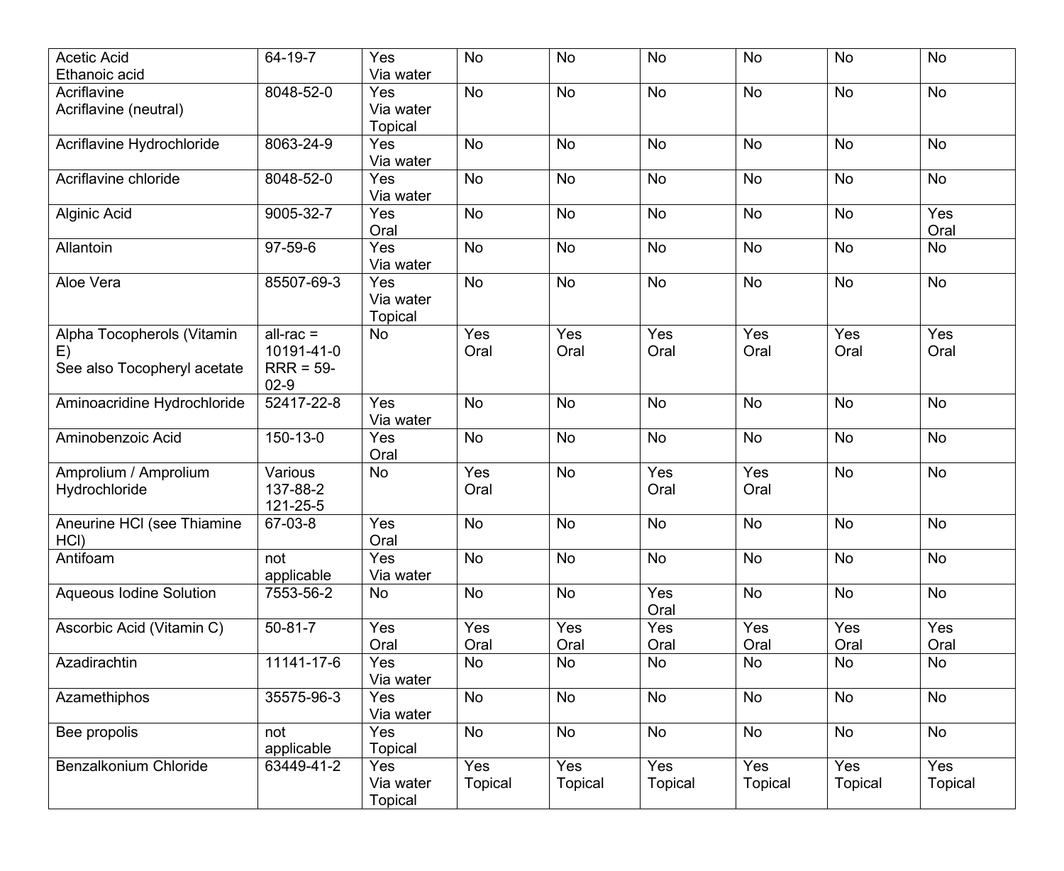| Acetic Acid<br>Ethanoic acid | 64-19-7 | Yes<br>Via water | No | No | No | No | No | No |
|---|---|---|---|---|---|---|---|---|
| Acriflavine<br>Acriflavine (neutral) | 8048-52-0 | Yes<br>Via water<br>Topical | No | No | No | No | No | No |
| Acriflavine Hydrochloride | 8063-24-9 | Yes<br>Via water | No | No | No | No | No | No |
| Acriflavine chloride | 8048-52-0 | Yes<br>Via water | No | No | No | No | No | No |
| Alginic Acid | 9005-32-7 | Yes<br>Oral | No | No | No | No | No | Yes<br>Oral |
| Allantoin | 97-59-6 | Yes<br>Via water | No | No | No | No | No | No |
| Aloe Vera | 85507-69-3 | Yes<br>Via water<br>Topical | No | No | No | No | No | No |
| Alpha Tocopherols (Vitamin E)<br>See also Tocopheryl acetate | all-rac = 10191-41-0<br>RRR = 59-02-9 | No | Yes<br>Oral | Yes<br>Oral | Yes<br>Oral | Yes<br>Oral | Yes<br>Oral | Yes<br>Oral |
| Aminoacridine Hydrochloride | 52417-22-8 | Yes<br>Via water | No | No | No | No | No | No |
| Aminobenzoic Acid | 150-13-0 | Yes<br>Oral | No | No | No | No | No | No |
| Amprolium / Amprolium Hydrochloride | Various<br>137-88-2<br>121-25-5 | No | Yes<br>Oral | No | Yes<br>Oral | Yes<br>Oral | No | No |
| Aneurine HCl (see Thiamine HCl) | 67-03-8 | Yes<br>Oral | No | No | No | No | No | No |
| Antifoam | not applicable | Yes<br>Via water | No | No | No | No | No | No |
| Aqueous Iodine Solution | 7553-56-2 | No | No | No | Yes<br>Oral | No | No | No |
| Ascorbic Acid (Vitamin C) | 50-81-7 | Yes<br>Oral | Yes<br>Oral | Yes<br>Oral | Yes<br>Oral | Yes<br>Oral | Yes<br>Oral | Yes<br>Oral |
| Azadirachtin | 11141-17-6 | Yes<br>Via water | No | No | No | No | No | No |
| Azamethiphos | 35575-96-3 | Yes<br>Via water | No | No | No | No | No | No |
| Bee propolis | not applicable | Yes<br>Topical | No | No | No | No | No | No |
| Benzalkonium Chloride | 63449-41-2 | Yes<br>Via water<br>Topical | Yes<br>Topical | Yes<br>Topical | Yes<br>Topical | Yes<br>Topical | Yes<br>Topical | Yes<br>Topical |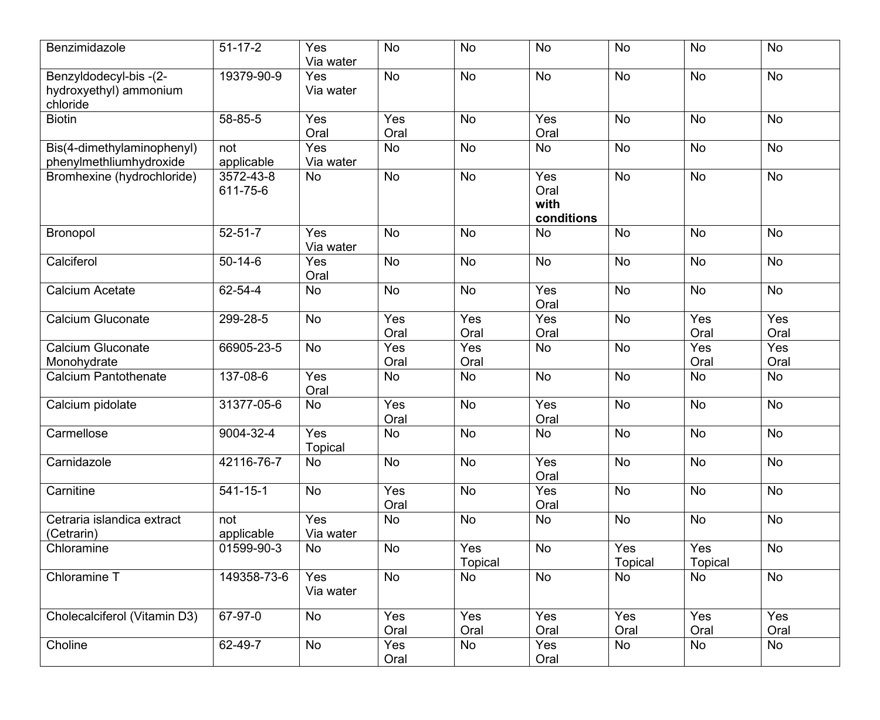| | | | | | | | | |
|---|---|---|---|---|---|---|---|---|
| Benzimidazole | 51-17-2 | Yes Via water | No | No | No | No | No | No |
| Benzyldodecyl-bis -(2-hydroxyethyl) ammonium chloride | 19379-90-9 | Yes Via water | No | No | No | No | No | No |
| Biotin | 58-85-5 | Yes Oral | Yes Oral | No | Yes Oral | No | No | No |
| Bis(4-dimethylaminophenyl) phenylmethliumhydroxide | not applicable | Yes Via water | No | No | No | No | No | No |
| Bromhexine (hydrochloride) | 3572-43-8 611-75-6 | No | No | No | Yes Oral **with conditions** | No | No | No |
| Bronopol | 52-51-7 | Yes Via water | No | No | No | No | No | No |
| Calciferol | 50-14-6 | Yes Oral | No | No | No | No | No | No |
| Calcium Acetate | 62-54-4 | No | No | No | Yes Oral | No | No | No |
| Calcium Gluconate | 299-28-5 | No | Yes Oral | Yes Oral | Yes Oral | No | Yes Oral | Yes Oral |
| Calcium Gluconate Monohydrate | 66905-23-5 | No | Yes Oral | Yes Oral | No | No | Yes Oral | Yes Oral |
| Calcium Pantothenate | 137-08-6 | Yes Oral | No | No | No | No | No | No |
| Calcium pidolate | 31377-05-6 | No | Yes Oral | No | Yes Oral | No | No | No |
| Carmellose | 9004-32-4 | Yes Topical | No | No | No | No | No | No |
| Carnidazole | 42116-76-7 | No | No | No | Yes Oral | No | No | No |
| Carnitine | 541-15-1 | No | Yes Oral | No | Yes Oral | No | No | No |
| Cetraria islandica extract (Cetrarin) | not applicable | Yes Via water | No | No | No | No | No | No |
| Chloramine | 01599-90-3 | No | No | Yes Topical | No | Yes Topical | Yes Topical | No |
| Chloramine T | 149358-73-6 | Yes Via water | No | No | No | No | No | No |
| Cholecalciferol (Vitamin D3) | 67-97-0 | No | Yes Oral | Yes Oral | Yes Oral | Yes Oral | Yes Oral | Yes Oral |
| Choline | 62-49-7 | No | Yes Oral | No | Yes Oral | No | No | No |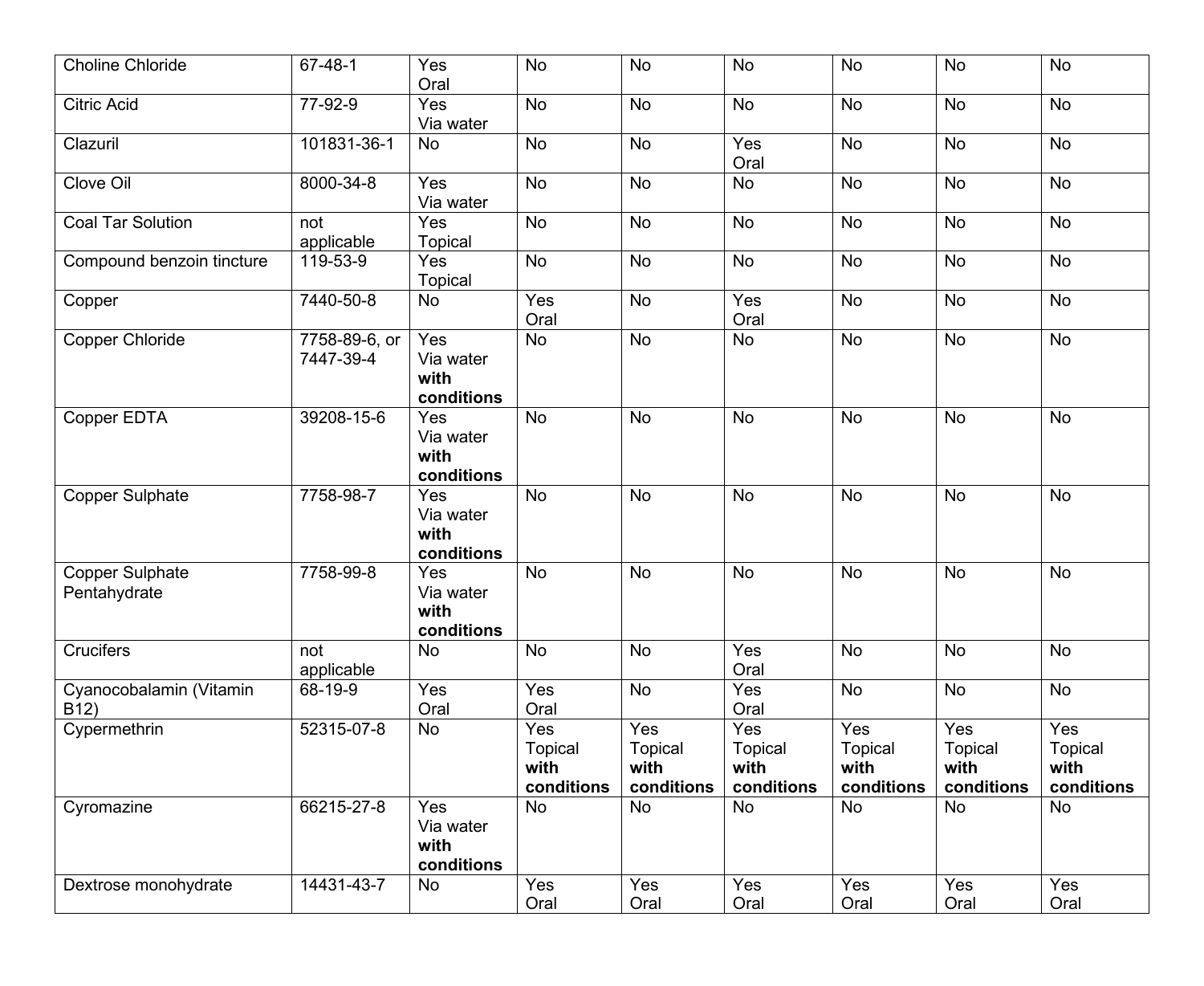| | | | | | | | | |
|---|---|---|---|---|---|---|---|---|
| Choline Chloride | 67-48-1 | Yes Oral | No | No | No | No | No | No |
| Citric Acid | 77-92-9 | Yes Via water | No | No | No | No | No | No |
| Clazuril | 101831-36-1 | No | No | No | Yes Oral | No | No | No |
| Clove Oil | 8000-34-8 | Yes Via water | No | No | No | No | No | No |
| Coal Tar Solution | not applicable | Yes Topical | No | No | No | No | No | No |
| Compound benzoin tincture | 119-53-9 | Yes Topical | No | No | No | No | No | No |
| Copper | 7440-50-8 | No | Yes Oral | No | Yes Oral | No | No | No |
| Copper Chloride | 7758-89-6, or 7447-39-4 | Yes Via water **with conditions** | No | No | No | No | No | No |
| Copper EDTA | 39208-15-6 | Yes Via water **with conditions** | No | No | No | No | No | No |
| Copper Sulphate | 7758-98-7 | Yes Via water **with conditions** | No | No | No | No | No | No |
| Copper Sulphate Pentahydrate | 7758-99-8 | Yes Via water **with conditions** | No | No | No | No | No | No |
| Crucifers | not applicable | No | No | No | Yes Oral | No | No | No |
| Cyanocobalamin (Vitamin B12) | 68-19-9 | Yes Oral | Yes Oral | No | Yes Oral | No | No | No |
| Cypermethrin | 52315-07-8 | No | Yes Topical **with conditions** | Yes Topical **with conditions** | Yes Topical **with conditions** | Yes Topical **with conditions** | Yes Topical **with conditions** | Yes Topical **with conditions** |
| Cyromazine | 66215-27-8 | Yes Via water **with conditions** | No | No | No | No | No | No |
| Dextrose monohydrate | 14431-43-7 | No | Yes Oral | Yes Oral | Yes Oral | Yes Oral | Yes Oral | Yes Oral |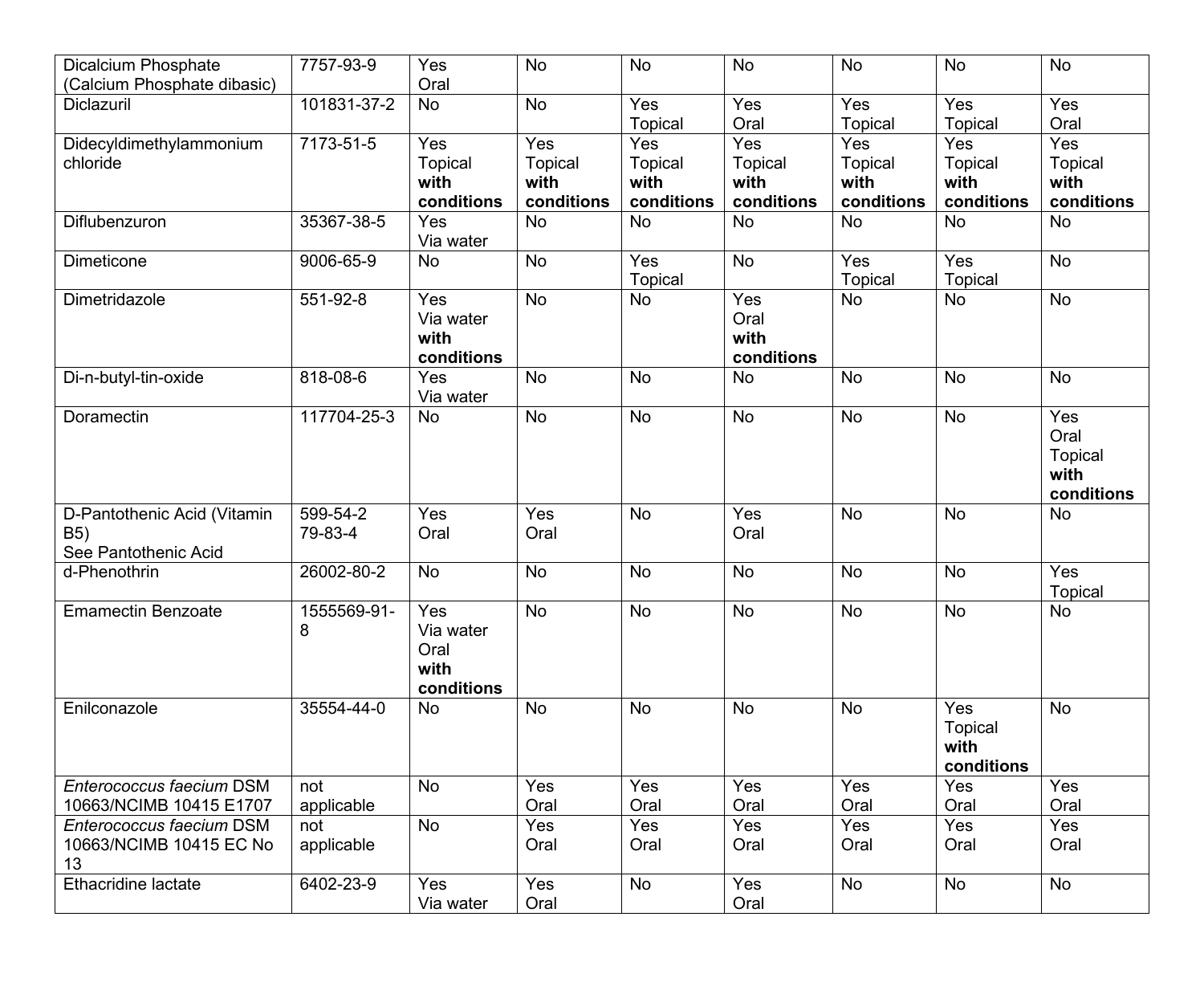| | | | | | | | | |
|---|---|---|---|---|---|---|---|---|
| Dicalcium Phosphate (Calcium Phosphate dibasic) | 7757-93-9 | Yes Oral | No | No | No | No | No | No |
| Diclazuril | 101831-37-2 | No | No | Yes Topical | Yes Oral | Yes Topical | Yes Topical | Yes Oral |
| Didecyldimethylammonium chloride | 7173-51-5 | Yes Topical **with conditions** | Yes Topical **with conditions** | Yes Topical **with conditions** | Yes Topical **with conditions** | Yes Topical **with conditions** | Yes Topical **with conditions** | Yes Topical **with conditions** |
| Diflubenzuron | 35367-38-5 | Yes Via water | No | No | No | No | No | No |
| Dimeticone | 9006-65-9 | No | No | Yes Topical | No | Yes Topical | Yes Topical | No |
| Dimetridazole | 551-92-8 | Yes Via water **with conditions** | No | No | Yes Oral **with conditions** | No | No | No |
| Di-n-butyl-tin-oxide | 818-08-6 | Yes Via water | No | No | No | No | No | No |
| Doramectin | 117704-25-3 | No | No | No | No | No | No | Yes Oral Topical **with conditions** |
| D-Pantothenic Acid (Vitamin B5) See Pantothenic Acid | 599-54-2 79-83-4 | Yes Oral | Yes Oral | No | Yes Oral | No | No | No |
| d-Phenothrin | 26002-80-2 | No | No | No | No | No | No | Yes Topical |
| Emamectin Benzoate | 1555569-91-8 | Yes Via water Oral **with conditions** | No | No | No | No | No | No |
| Enilconazole | 35554-44-0 | No | No | No | No | No | Yes Topical **with conditions** | No |
| *Enterococcus faecium* DSM 10663/NCIMB 10415 E1707 | not applicable | No | Yes Oral | Yes Oral | Yes Oral | Yes Oral | Yes Oral | Yes Oral |
| *Enterococcus faecium* DSM 10663/NCIMB 10415 EC No 13 | not applicable | No | Yes Oral | Yes Oral | Yes Oral | Yes Oral | Yes Oral | Yes Oral |
| Ethacridine lactate | 6402-23-9 | Yes Via water | Yes Oral | No | Yes Oral | No | No | No |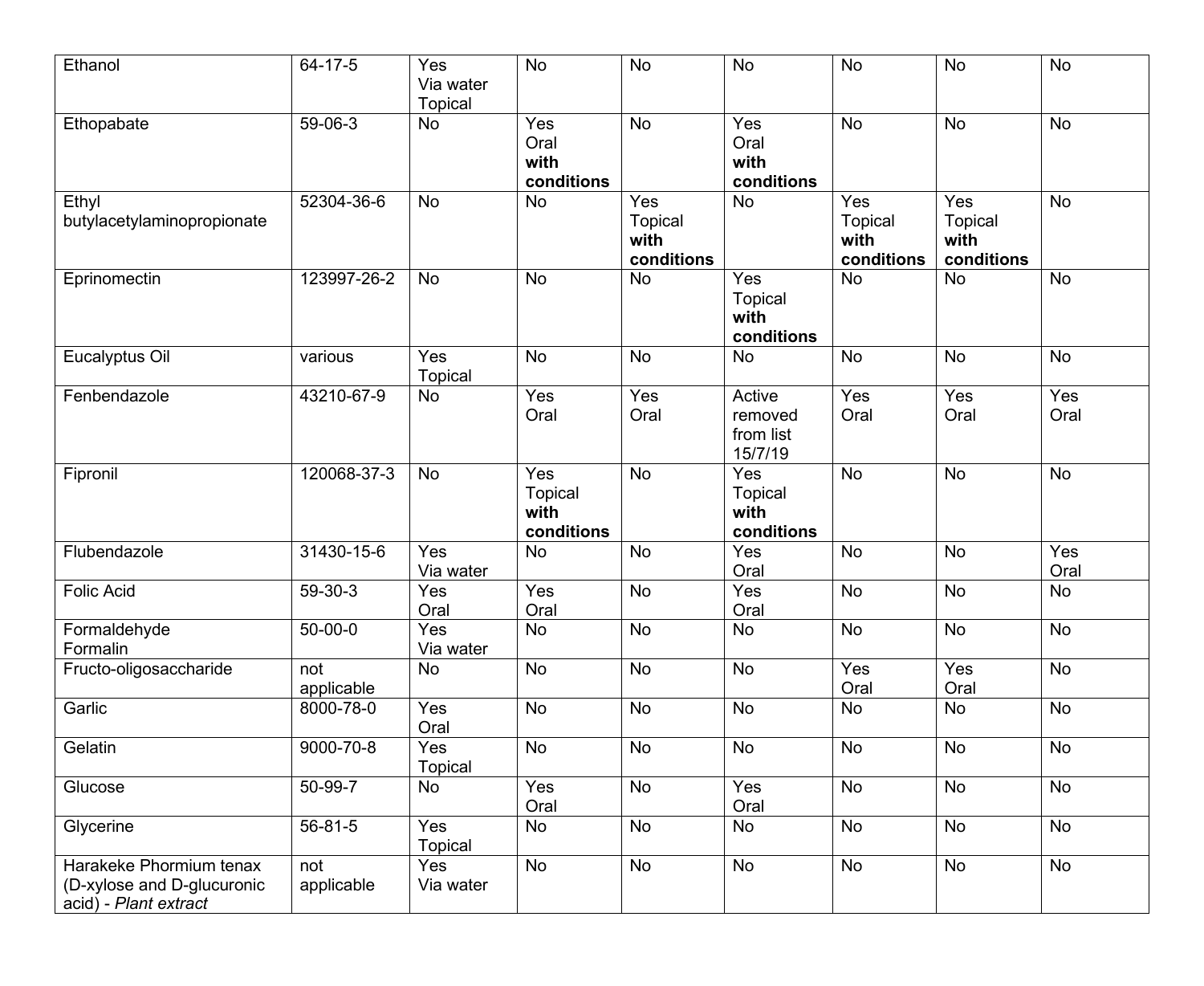| | | | | | | | | |
|---|---|---|---|---|---|---|---|---|
| Ethanol | 64-17-5 | Yes Via water Topical | No | No | No | No | No | No |
| Ethopabate | 59-06-3 | No | Yes Oral **with conditions** | No | Yes Oral **with conditions** | No | No | No |
| Ethyl butylacetylaminopropionate | 52304-36-6 | No | No | Yes Topical **with conditions** | No | Yes Topical **with conditions** | Yes Topical **with conditions** | No |
| Eprinomectin | 123997-26-2 | No | No | No | Yes Topical **with conditions** | No | No | No |
| Eucalyptus Oil | various | Yes Topical | No | No | No | No | No | No |
| Fenbendazole | 43210-67-9 | No | Yes Oral | Yes Oral | Active removed from list 15/7/19 | Yes Oral | Yes Oral | Yes Oral |
| Fipronil | 120068-37-3 | No | Yes Topical **with conditions** | No | Yes Topical **with conditions** | No | No | No |
| Flubendazole | 31430-15-6 | Yes Via water | No | No | Yes Oral | No | No | Yes Oral |
| Folic Acid | 59-30-3 | Yes Oral | Yes Oral | No | Yes Oral | No | No | No |
| Formaldehyde Formalin | 50-00-0 | Yes Via water | No | No | No | No | No | No |
| Fructo-oligosaccharide | not applicable | No | No | No | No | Yes Oral | Yes Oral | No |
| Garlic | 8000-78-0 | Yes Oral | No | No | No | No | No | No |
| Gelatin | 9000-70-8 | Yes Topical | No | No | No | No | No | No |
| Glucose | 50-99-7 | No | Yes Oral | No | Yes Oral | No | No | No |
| Glycerine | 56-81-5 | Yes Topical | No | No | No | No | No | No |
| Harakeke Phormium tenax (D-xylose and D-glucuronic acid) - *Plant extract* | not applicable | Yes Via water | No | No | No | No | No | No |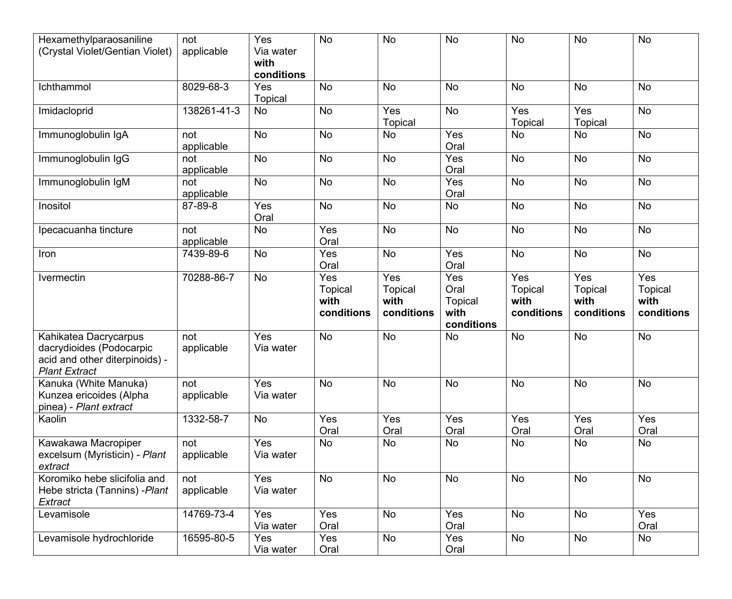| Hexamethylparaosaniline (Crystal Violet/Gentian Violet) | not applicable | Yes Via water **with conditions** | No | No | No | No | No | No |
|---|---|---|---|---|---|---|---|---|
| Ichthammol | 8029-68-3 | Yes Topical | No | No | No | No | No | No |
| Imidacloprid | 138261-41-3 | No | No | Yes Topical | No | Yes Topical | Yes Topical | No |
| Immunoglobulin IgA | not applicable | No | No | No | Yes Oral | No | No | No |
| Immunoglobulin IgG | not applicable | No | No | No | Yes Oral | No | No | No |
| Immunoglobulin IgM | not applicable | No | No | No | Yes Oral | No | No | No |
| Inositol | 87-89-8 | Yes Oral | No | No | No | No | No | No |
| Ipecacuanha tincture | not applicable | No | Yes Oral | No | No | No | No | No |
| Iron | 7439-89-6 | No | Yes Oral | No | Yes Oral | No | No | No |
| Ivermectin | 70288-86-7 | No | Yes Topical **with conditions** | Yes Topical **with conditions** | Yes Oral Topical **with conditions** | Yes Topical **with conditions** | Yes Topical **with conditions** | Yes Topical **with conditions** |
| Kahikatea Dacrycarpus dacrydioides (Podocarpic acid and other diterpinoids) - *Plant Extract* | not applicable | Yes Via water | No | No | No | No | No | No |
| Kanuka (White Manuka) Kunzea ericoides (Alpha pinea) - *Plant extract* | not applicable | Yes Via water | No | No | No | No | No | No |
| Kaolin | 1332-58-7 | No | Yes Oral | Yes Oral | Yes Oral | Yes Oral | Yes Oral | Yes Oral |
| Kawakawa Macropiper excelsum (Myristicin) - *Plant extract* | not applicable | Yes Via water | No | No | No | No | No | No |
| Koromiko hebe slicifolia and Hebe stricta (Tannins) -*Plant Extract* | not applicable | Yes Via water | No | No | No | No | No | No |
| Levamisole | 14769-73-4 | Yes Via water | Yes Oral | No | Yes Oral | No | No | Yes Oral |
| Levamisole hydrochloride | 16595-80-5 | Yes Via water | Yes Oral | No | Yes Oral | No | No | No |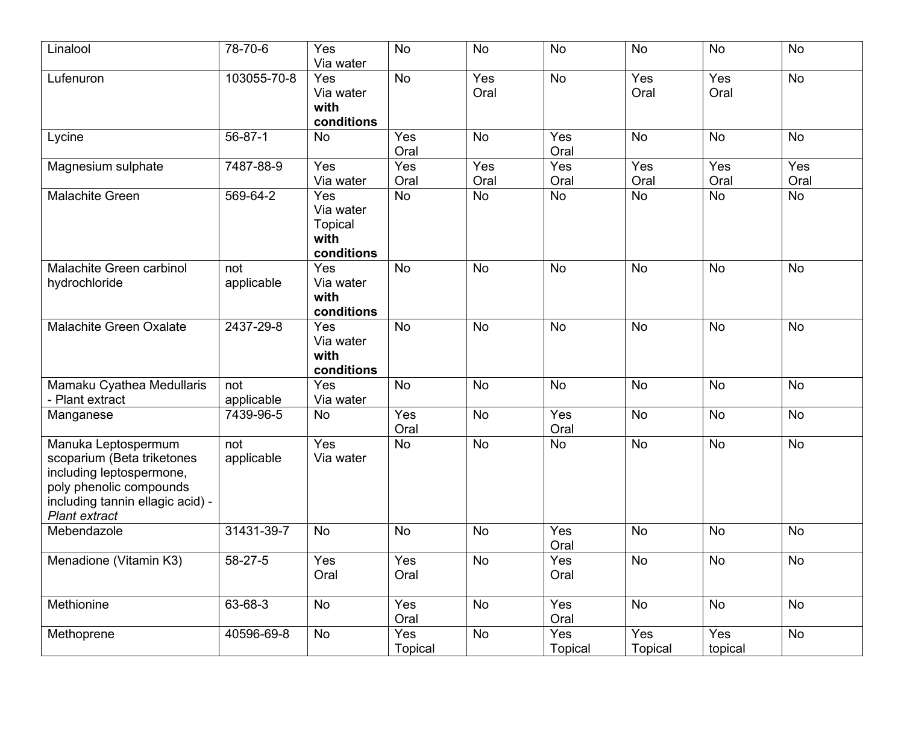| | | | | | | | | |
|---|---|---|---|---|---|---|---|---|
| Linalool | 78-70-6 | Yes Via water | No | No | No | No | No | No |
| Lufenuron | 103055-70-8 | Yes Via water **with conditions** | No | Yes Oral | No | Yes Oral | Yes Oral | No |
| Lycine | 56-87-1 | No | Yes Oral | No | Yes Oral | No | No | No |
| Magnesium sulphate | 7487-88-9 | Yes Via water | Yes Oral | Yes Oral | Yes Oral | Yes Oral | Yes Oral | Yes Oral |
| Malachite Green | 569-64-2 | Yes Via water Topical **with conditions** | No | No | No | No | No | No |
| Malachite Green carbinol hydrochloride | not applicable | Yes Via water **with conditions** | No | No | No | No | No | No |
| Malachite Green Oxalate | 2437-29-8 | Yes Via water **with conditions** | No | No | No | No | No | No |
| Mamaku Cyathea Medullaris - Plant extract | not applicable | Yes Via water | No | No | No | No | No | No |
| Manganese | 7439-96-5 | No | Yes Oral | No | Yes Oral | No | No | No |
| Manuka Leptospermum scoparium (Beta triketones including leptospermone, poly phenolic compounds including tannin ellagic acid) - *Plant extract* | not applicable | Yes Via water | No | No | No | No | No | No |
| Mebendazole | 31431-39-7 | No | No | No | Yes Oral | No | No | No |
| Menadione (Vitamin K3) | 58-27-5 | Yes Oral | Yes Oral | No | Yes Oral | No | No | No |
| Methionine | 63-68-3 | No | Yes Oral | No | Yes Oral | No | No | No |
| Methoprene | 40596-69-8 | No | Yes Topical | No | Yes Topical | Yes Topical | Yes topical | No |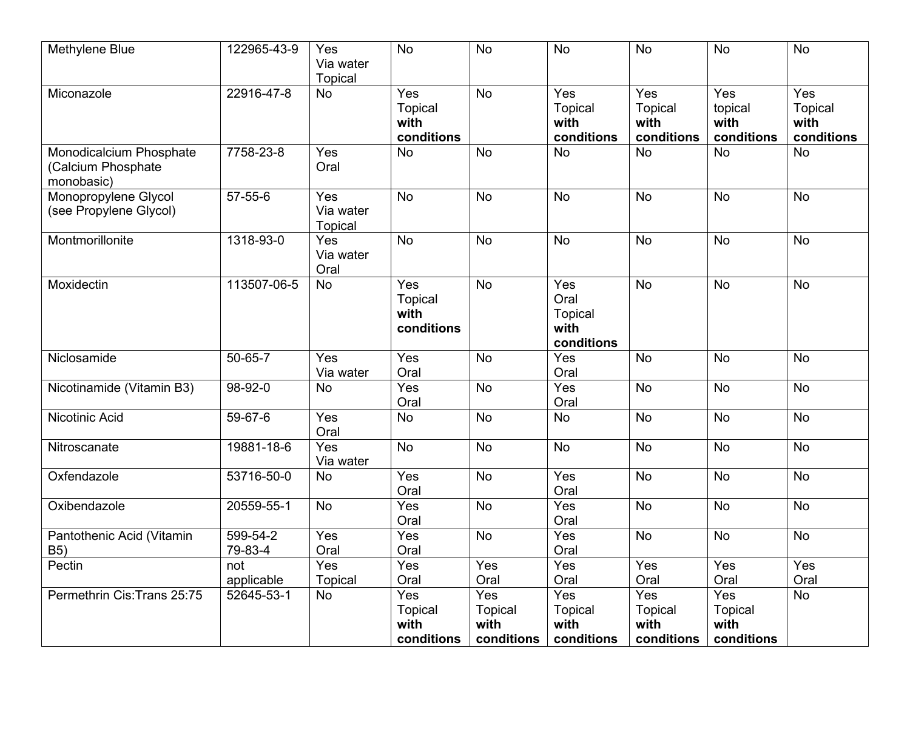| | | | | | | | | |
|---|---|---|---|---|---|---|---|---|
| Methylene Blue | 122965-43-9 | Yes Via water Topical | No | No | No | No | No | No |
| Miconazole | 22916-47-8 | No | Yes Topical **with conditions** | No | Yes Topical **with conditions** | Yes Topical **with conditions** | Yes topical **with conditions** | Yes Topical **with conditions** |
| Monodicalcium Phosphate (Calcium Phosphate monobasic) | 7758-23-8 | Yes Oral | No | No | No | No | No | No |
| Monopropylene Glycol (see Propylene Glycol) | 57-55-6 | Yes Via water Topical | No | No | No | No | No | No |
| Montmorillonite | 1318-93-0 | Yes Via water Oral | No | No | No | No | No | No |
| Moxidectin | 113507-06-5 | No | Yes Topical **with conditions** | No | Yes Oral Topical **with conditions** | No | No | No |
| Niclosamide | 50-65-7 | Yes Via water | Yes Oral | No | Yes Oral | No | No | No |
| Nicotinamide (Vitamin B3) | 98-92-0 | No | Yes Oral | No | Yes Oral | No | No | No |
| Nicotinic Acid | 59-67-6 | Yes Oral | No | No | No | No | No | No |
| Nitroscanate | 19881-18-6 | Yes Via water | No | No | No | No | No | No |
| Oxfendazole | 53716-50-0 | No | Yes Oral | No | Yes Oral | No | No | No |
| Oxibendazole | 20559-55-1 | No | Yes Oral | No | Yes Oral | No | No | No |
| Pantothenic Acid (Vitamin B5) | 599-54-2 79-83-4 | Yes Oral | Yes Oral | No | Yes Oral | No | No | No |
| Pectin | not applicable | Yes Topical | Yes Oral | Yes Oral | Yes Oral | Yes Oral | Yes Oral | Yes Oral |
| Permethrin Cis:Trans 25:75 | 52645-53-1 | No | Yes Topical **with conditions** | Yes Topical **with conditions** | Yes Topical **with conditions** | Yes Topical **with conditions** | Yes Topical **with conditions** | No |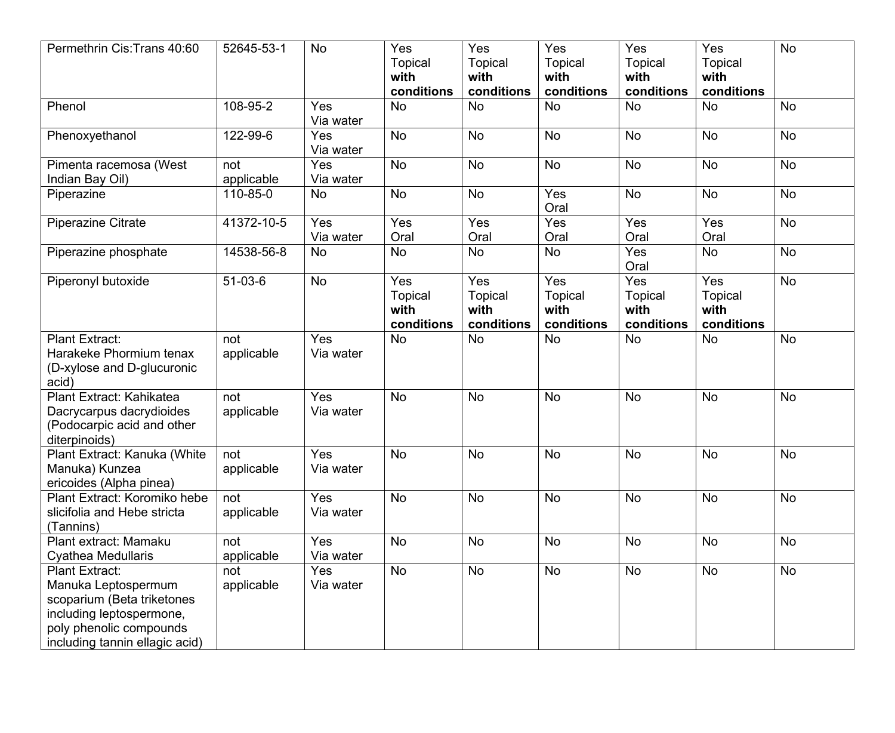| | | | | | | | | |
|---|---|---|---|---|---|---|---|---|
| Permethrin Cis:Trans 40:60 | 52645-53-1 | No | Yes Topical **with conditions** | Yes Topical **with conditions** | Yes Topical **with conditions** | Yes Topical **with conditions** | Yes Topical **with conditions** | No |
| Phenol | 108-95-2 | Yes Via water | No | No | No | No | No | No |
| Phenoxyethanol | 122-99-6 | Yes Via water | No | No | No | No | No | No |
| Pimenta racemosa (West Indian Bay Oil) | not applicable | Yes Via water | No | No | No | No | No | No |
| Piperazine | 110-85-0 | No | No | No | Yes Oral | No | No | No |
| Piperazine Citrate | 41372-10-5 | Yes Via water | Yes Oral | Yes Oral | Yes Oral | Yes Oral | Yes Oral | No |
| Piperazine phosphate | 14538-56-8 | No | No | No | No | Yes Oral | No | No |
| Piperonyl butoxide | 51-03-6 | No | Yes Topical **with conditions** | Yes Topical **with conditions** | Yes Topical **with conditions** | Yes Topical **with conditions** | Yes Topical **with conditions** | No |
| Plant Extract: Harakeke Phormium tenax (D-xylose and D-glucuronic acid) | not applicable | Yes Via water | No | No | No | No | No | No |
| Plant Extract: Kahikatea Dacrycarpus dacrydioides (Podocarpic acid and other diterpinoids) | not applicable | Yes Via water | No | No | No | No | No | No |
| Plant Extract: Kanuka (White Manuka) Kunzea ericoides (Alpha pinea) | not applicable | Yes Via water | No | No | No | No | No | No |
| Plant Extract: Koromiko hebe slicifolia and Hebe stricta (Tannins) | not applicable | Yes Via water | No | No | No | No | No | No |
| Plant extract: Mamaku Cyathea Medullaris | not applicable | Yes Via water | No | No | No | No | No | No |
| Plant Extract: Manuka Leptospermum scoparium (Beta triketones including leptospermone, poly phenolic compounds including tannin ellagic acid) | not applicable | Yes Via water | No | No | No | No | No | No |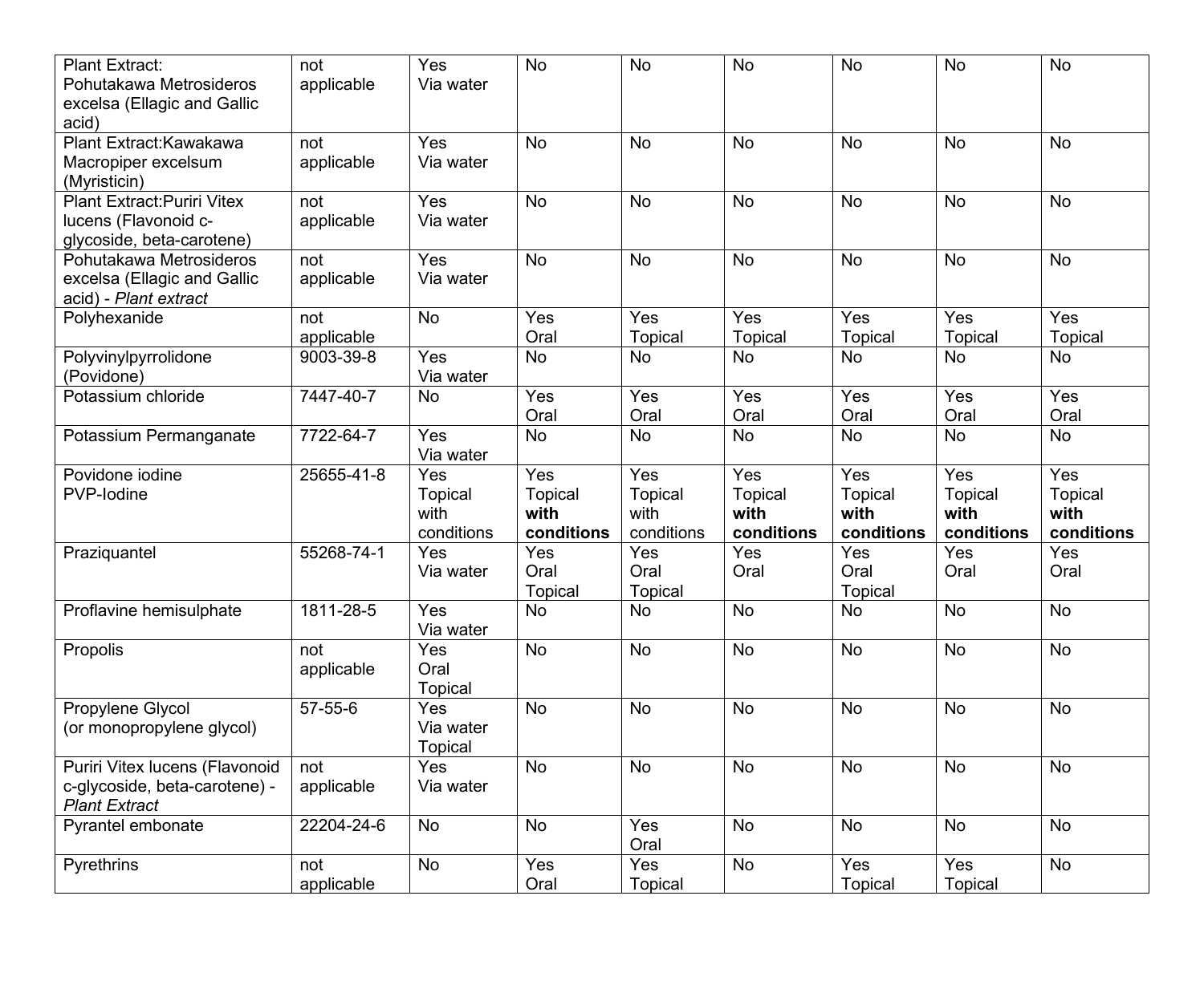| | | | | | | | | |
|---|---|---|---|---|---|---|---|---|
| Plant Extract: Pohutakawa Metrosideros excelsa (Ellagic and Gallic acid) | not applicable | Yes Via water | No | No | No | No | No | No |
| Plant Extract:Kawakawa Macropiper excelsum (Myristicin) | not applicable | Yes Via water | No | No | No | No | No | No |
| Plant Extract:Puriri Vitex lucens (Flavonoid c-glycoside, beta-carotene) | not applicable | Yes Via water | No | No | No | No | No | No |
| Pohutakawa Metrosideros excelsa (Ellagic and Gallic acid) - *Plant extract* | not applicable | Yes Via water | No | No | No | No | No | No |
| Polyhexanide | not applicable | No | Yes Oral | Yes Topical | Yes Topical | Yes Topical | Yes Topical | Yes Topical |
| Polyvinylpyrrolidone (Povidone) | 9003-39-8 | Yes Via water | No | No | No | No | No | No |
| Potassium chloride | 7447-40-7 | No | Yes Oral | Yes Oral | Yes Oral | Yes Oral | Yes Oral | Yes Oral |
| Potassium Permanganate | 7722-64-7 | Yes Via water | No | No | No | No | No | No |
| Povidone iodine PVP-Iodine | 25655-41-8 | Yes Topical with conditions | Yes Topical **with conditions** | Yes Topical with conditions | Yes Topical **with conditions** | Yes Topical **with conditions** | Yes Topical **with conditions** | Yes Topical **with conditions** |
| Praziquantel | 55268-74-1 | Yes Via water | Yes Oral Topical | Yes Oral Topical | Yes Oral | Yes Oral Topical | Yes Oral | Yes Oral |
| Proflavine hemisulphate | 1811-28-5 | Yes Via water | No | No | No | No | No | No |
| Propolis | not applicable | Yes Oral Topical | No | No | No | No | No | No |
| Propylene Glycol (or monopropylene glycol) | 57-55-6 | Yes Via water Topical | No | No | No | No | No | No |
| Puriri Vitex lucens (Flavonoid c-glycoside, beta-carotene) - *Plant Extract* | not applicable | Yes Via water | No | No | No | No | No | No |
| Pyrantel embonate | 22204-24-6 | No | No | Yes Oral | No | No | No | No |
| Pyrethrins | not applicable | No | Yes Oral | Yes Topical | No | Yes Topical | Yes Topical | No |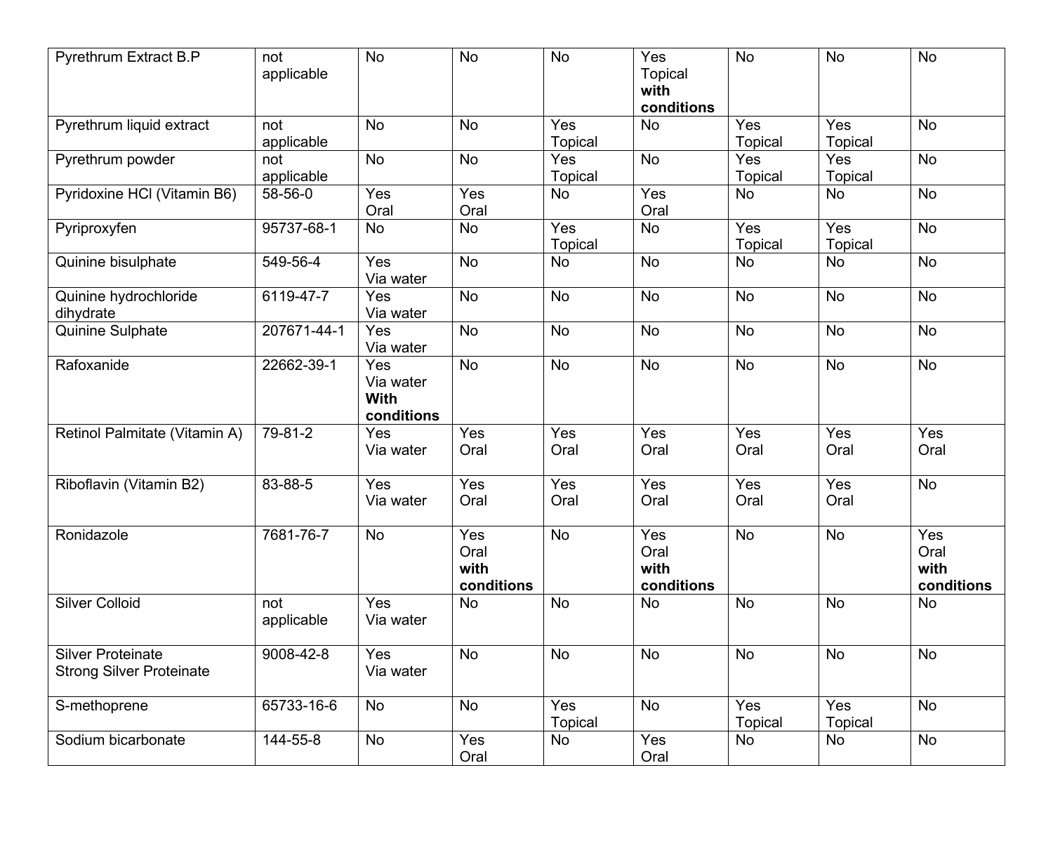| Pyrethrum Extract B.P | not applicable | No | No | No | Yes Topical **with conditions** | No | No | No |
|---|---|---|---|---|---|---|---|---|
| Pyrethrum liquid extract | not applicable | No | No | Yes Topical | No | Yes Topical | Yes Topical | No |
| Pyrethrum powder | not applicable | No | No | Yes Topical | No | Yes Topical | Yes Topical | No |
| Pyridoxine HCl (Vitamin B6) | 58-56-0 | Yes Oral | Yes Oral | No | Yes Oral | No | No | No |
| Pyriproxyfen | 95737-68-1 | No | No | Yes Topical | No | Yes Topical | Yes Topical | No |
| Quinine bisulphate | 549-56-4 | Yes Via water | No | No | No | No | No | No |
| Quinine hydrochloride dihydrate | 6119-47-7 | Yes Via water | No | No | No | No | No | No |
| Quinine Sulphate | 207671-44-1 | Yes Via water | No | No | No | No | No | No |
| Rafoxanide | 22662-39-1 | Yes Via water **With conditions** | No | No | No | No | No | No |
| Retinol Palmitate (Vitamin A) | 79-81-2 | Yes Via water | Yes Oral | Yes Oral | Yes Oral | Yes Oral | Yes Oral | Yes Oral |
| Riboflavin (Vitamin B2) | 83-88-5 | Yes Via water | Yes Oral | Yes Oral | Yes Oral | Yes Oral | Yes Oral | No |
| Ronidazole | 7681-76-7 | No | Yes Oral **with conditions** | No | Yes Oral **with conditions** | No | No | Yes Oral **with conditions** |
| Silver Colloid | not applicable | Yes Via water | No | No | No | No | No | No |
| Silver Proteinate Strong Silver Proteinate | 9008-42-8 | Yes Via water | No | No | No | No | No | No |
| S-methoprene | 65733-16-6 | No | No | Yes Topical | No | Yes Topical | Yes Topical | No |
| Sodium bicarbonate | 144-55-8 | No | Yes Oral | No | Yes Oral | No | No | No |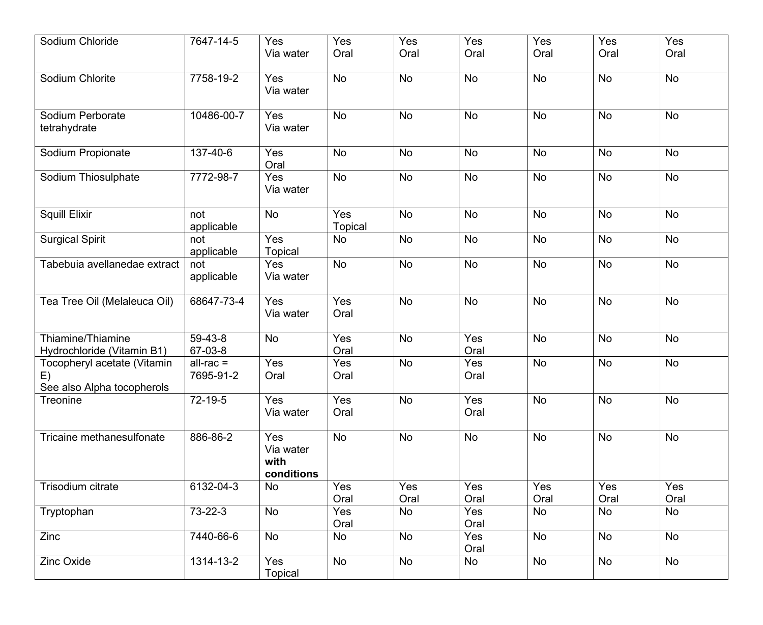| | | | | | | | | |
|---|---|---|---|---|---|---|---|---|
| Sodium Chloride | 7647-14-5 | Yes Via water | Yes Oral | Yes Oral | Yes Oral | Yes Oral | Yes Oral | Yes Oral |
| Sodium Chlorite | 7758-19-2 | Yes Via water | No | No | No | No | No | No |
| Sodium Perborate tetrahydrate | 10486-00-7 | Yes Via water | No | No | No | No | No | No |
| Sodium Propionate | 137-40-6 | Yes Oral | No | No | No | No | No | No |
| Sodium Thiosulphate | 7772-98-7 | Yes Via water | No | No | No | No | No | No |
| Squill Elixir | not applicable | No | Yes Topical | No | No | No | No | No |
| Surgical Spirit | not applicable | Yes Topical | No | No | No | No | No | No |
| Tabebuia avellanedae extract | not applicable | Yes Via water | No | No | No | No | No | No |
| Tea Tree Oil (Melaleuca Oil) | 68647-73-4 | Yes Via water | Yes Oral | No | No | No | No | No |
| Thiamine/Thiamine Hydrochloride (Vitamin B1) | 59-43-8 67-03-8 | No | Yes Oral | No | Yes Oral | No | No | No |
| Tocopheryl acetate (Vitamin E) See also Alpha tocopherols | all-rac = 7695-91-2 | Yes Oral | Yes Oral | No | Yes Oral | No | No | No |
| Treonine | 72-19-5 | Yes Via water | Yes Oral | No | Yes Oral | No | No | No |
| Tricaine methanesulfonate | 886-86-2 | Yes Via water **with conditions** | No | No | No | No | No | No |
| Trisodium citrate | 6132-04-3 | No | Yes Oral | Yes Oral | Yes Oral | Yes Oral | Yes Oral | Yes Oral |
| Tryptophan | 73-22-3 | No | Yes Oral | No | Yes Oral | No | No | No |
| Zinc | 7440-66-6 | No | No | No | Yes Oral | No | No | No |
| Zinc Oxide | 1314-13-2 | Yes Topical | No | No | No | No | No | No |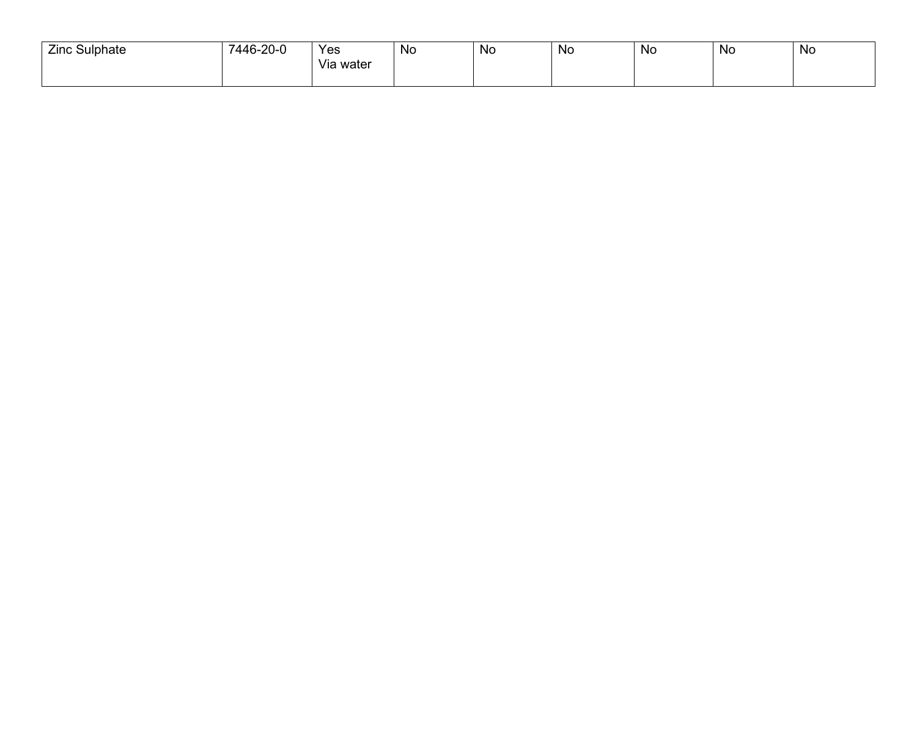| | | | | | | | | |
|---|---|---|---|---|---|---|---|---|
| Zinc Sulphate | 7446-20-0 | Yes<br>Via water | No | No | No | No | No | No |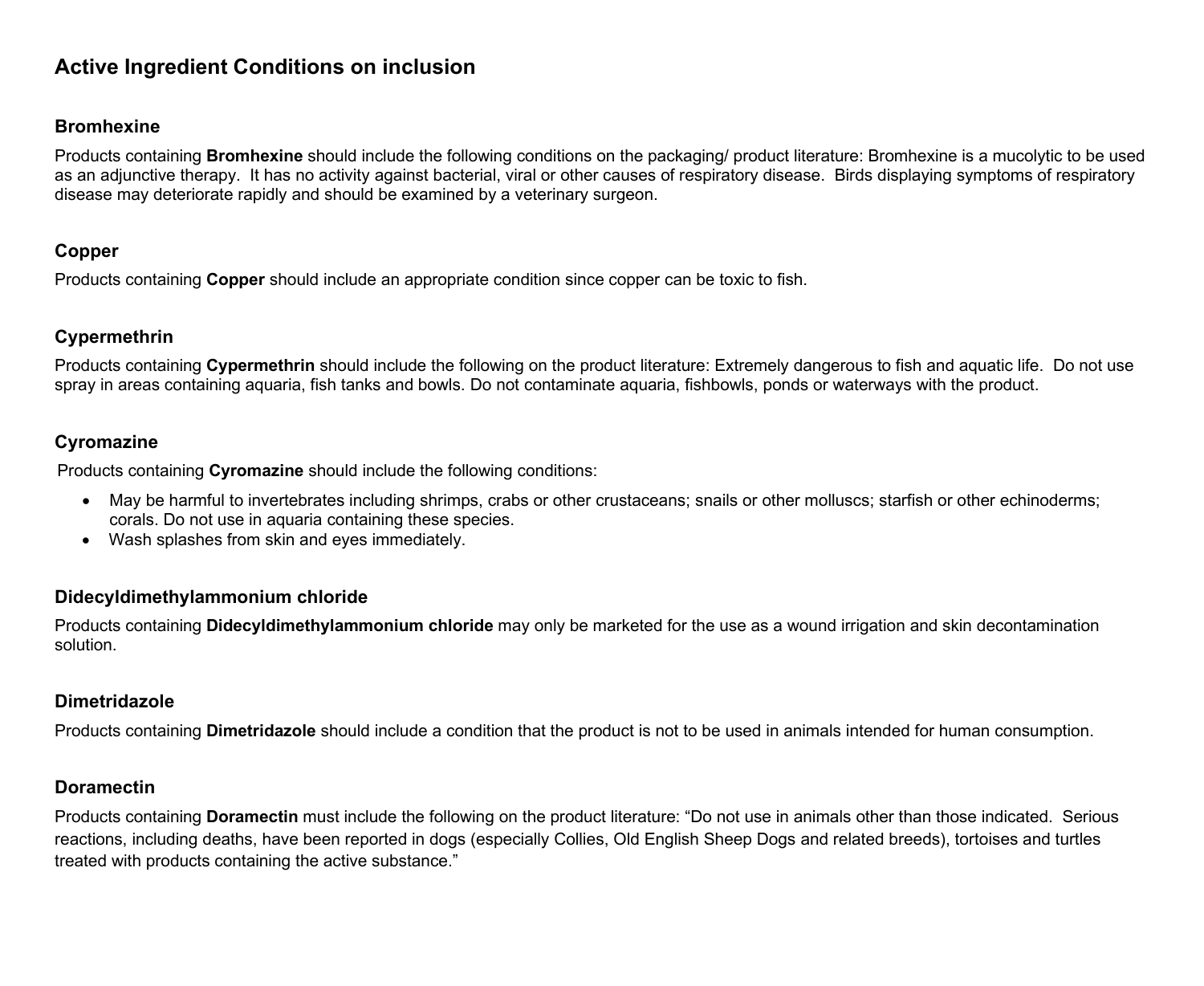## Active Ingredient Conditions on inclusion

### Bromhexine

Products containing **Bromhexine** should include the following conditions on the packaging/ product literature: Bromhexine is a mucolytic to be used as an adjunctive therapy. It has no activity against bacterial, viral or other causes of respiratory disease. Birds displaying symptoms of respiratory disease may deteriorate rapidly and should be examined by a veterinary surgeon.

### Copper

Products containing **Copper** should include an appropriate condition since copper can be toxic to fish.

### Cypermethrin

Products containing **Cypermethrin** should include the following on the product literature: Extremely dangerous to fish and aquatic life. Do not use spray in areas containing aquaria, fish tanks and bowls. Do not contaminate aquaria, fishbowls, ponds or waterways with the product.

### Cyromazine

Products containing **Cyromazine** should include the following conditions:

- May be harmful to invertebrates including shrimps, crabs or other crustaceans; snails or other molluscs; starfish or other echinoderms; corals. Do not use in aquaria containing these species.
- Wash splashes from skin and eyes immediately.

### Didecyldimethylammonium chloride

Products containing **Didecyldimethylammonium chloride** may only be marketed for the use as a wound irrigation and skin decontamination solution.

### Dimetridazole

Products containing **Dimetridazole** should include a condition that the product is not to be used in animals intended for human consumption.

### Doramectin

Products containing **Doramectin** must include the following on the product literature: "Do not use in animals other than those indicated. Serious reactions, including deaths, have been reported in dogs (especially Collies, Old English Sheep Dogs and related breeds), tortoises and turtles treated with products containing the active substance."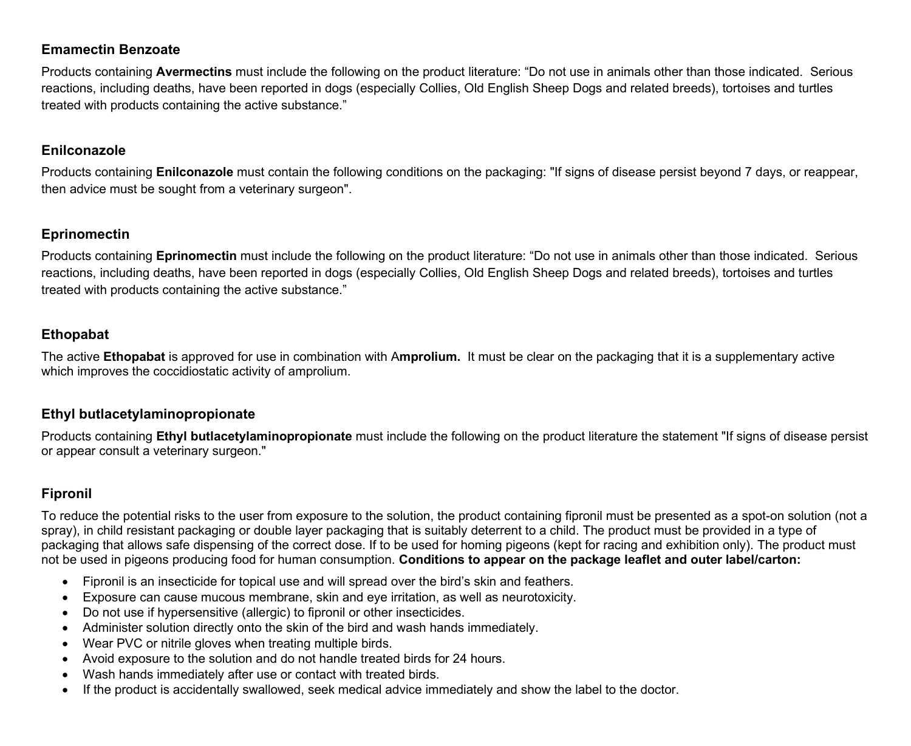### Emamectin Benzoate

Products containing **Avermectins** must include the following on the product literature: “Do not use in animals other than those indicated. Serious reactions, including deaths, have been reported in dogs (especially Collies, Old English Sheep Dogs and related breeds), tortoises and turtles treated with products containing the active substance.”

### Enilconazole

Products containing **Enilconazole** must contain the following conditions on the packaging: "If signs of disease persist beyond 7 days, or reappear, then advice must be sought from a veterinary surgeon".

### Eprinomectin

Products containing **Eprinomectin** must include the following on the product literature: “Do not use in animals other than those indicated. Serious reactions, including deaths, have been reported in dogs (especially Collies, Old English Sheep Dogs and related breeds), tortoises and turtles treated with products containing the active substance.”

### Ethopabat

The active **Ethopabat** is approved for use in combination with A**mprolium.** It must be clear on the packaging that it is a supplementary active which improves the coccidiostatic activity of amprolium.

### Ethyl butlacetylaminopropionate

Products containing **Ethyl butlacetylaminopropionate** must include the following on the product literature the statement "If signs of disease persist or appear consult a veterinary surgeon."

### Fipronil

To reduce the potential risks to the user from exposure to the solution, the product containing fipronil must be presented as a spot-on solution (not a spray), in child resistant packaging or double layer packaging that is suitably deterrent to a child. The product must be provided in a type of packaging that allows safe dispensing of the correct dose. If to be used for homing pigeons (kept for racing and exhibition only). The product must not be used in pigeons producing food for human consumption. **Conditions to appear on the package leaflet and outer label/carton:**

- Fipronil is an insecticide for topical use and will spread over the bird’s skin and feathers.
- Exposure can cause mucous membrane, skin and eye irritation, as well as neurotoxicity.
- Do not use if hypersensitive (allergic) to fipronil or other insecticides.
- Administer solution directly onto the skin of the bird and wash hands immediately.
- Wear PVC or nitrile gloves when treating multiple birds.
- Avoid exposure to the solution and do not handle treated birds for 24 hours.
- Wash hands immediately after use or contact with treated birds.
- If the product is accidentally swallowed, seek medical advice immediately and show the label to the doctor.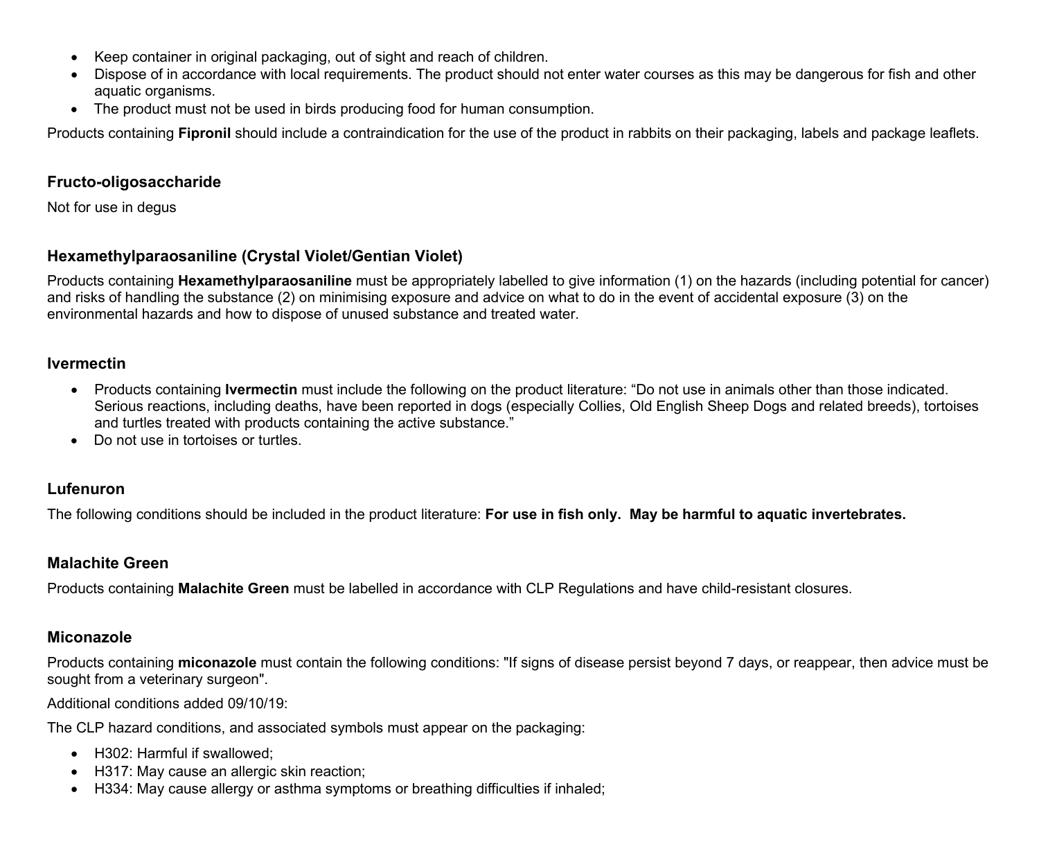- Keep container in original packaging, out of sight and reach of children.
- Dispose of in accordance with local requirements. The product should not enter water courses as this may be dangerous for fish and other aquatic organisms.
- The product must not be used in birds producing food for human consumption.

Products containing **Fipronil** should include a contraindication for the use of the product in rabbits on their packaging, labels and package leaflets.

### Fructo-oligosaccharide

Not for use in degus

### Hexamethylparaosaniline (Crystal Violet/Gentian Violet)

Products containing **Hexamethylparaosaniline** must be appropriately labelled to give information (1) on the hazards (including potential for cancer) and risks of handling the substance (2) on minimising exposure and advice on what to do in the event of accidental exposure (3) on the environmental hazards and how to dispose of unused substance and treated water.

### Ivermectin

- Products containing **Ivermectin** must include the following on the product literature: "Do not use in animals other than those indicated. Serious reactions, including deaths, have been reported in dogs (especially Collies, Old English Sheep Dogs and related breeds), tortoises and turtles treated with products containing the active substance."
- Do not use in tortoises or turtles.

### Lufenuron

The following conditions should be included in the product literature: **For use in fish only. May be harmful to aquatic invertebrates.**

### Malachite Green

Products containing **Malachite Green** must be labelled in accordance with CLP Regulations and have child-resistant closures.

### Miconazole

Products containing **miconazole** must contain the following conditions: "If signs of disease persist beyond 7 days, or reappear, then advice must be sought from a veterinary surgeon".

Additional conditions added 09/10/19:

The CLP hazard conditions, and associated symbols must appear on the packaging:

- H302: Harmful if swallowed;
- H317: May cause an allergic skin reaction;
- H334: May cause allergy or asthma symptoms or breathing difficulties if inhaled;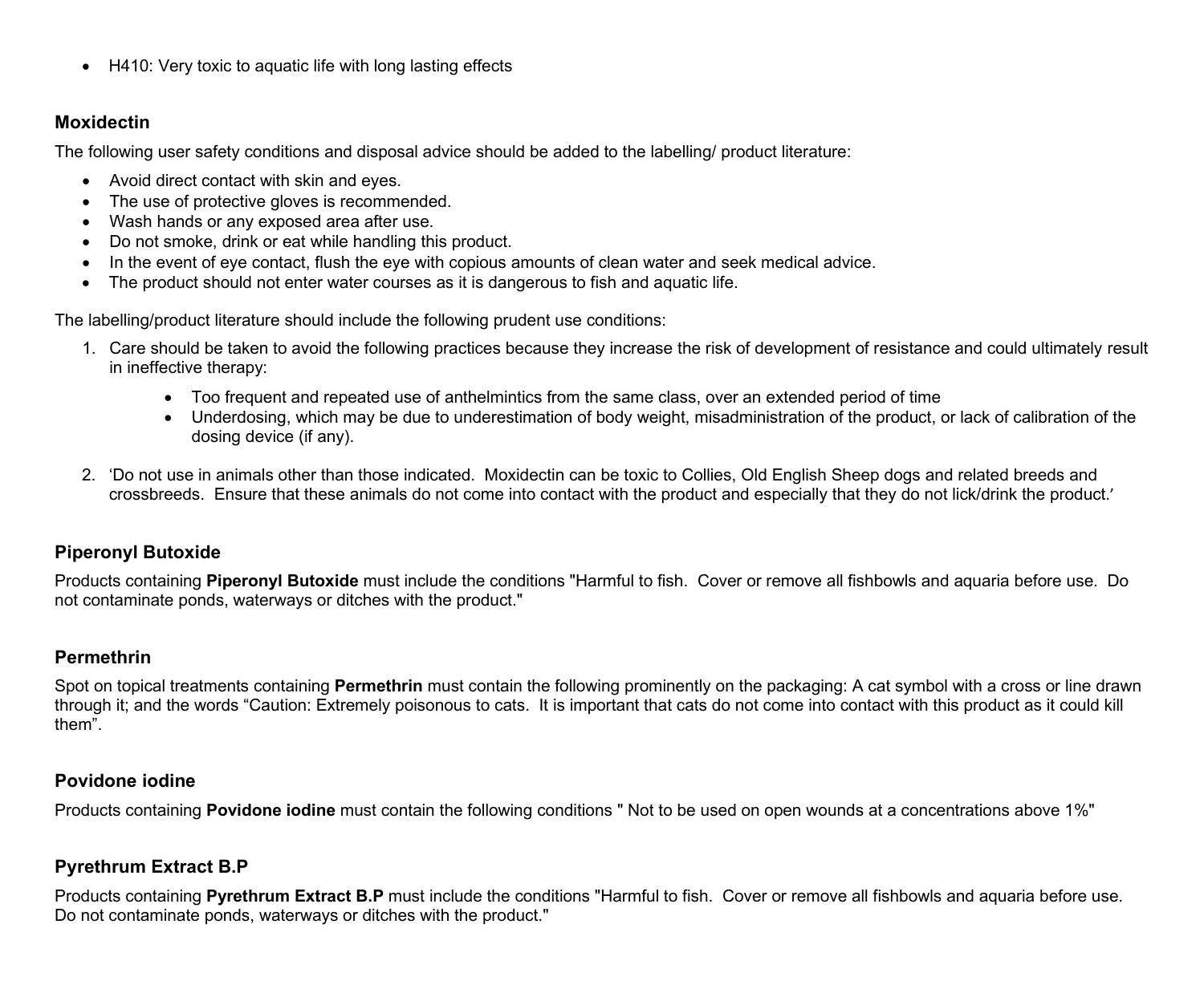- H410: Very toxic to aquatic life with long lasting effects

### Moxidectin

The following user safety conditions and disposal advice should be added to the labelling/ product literature:

- Avoid direct contact with skin and eyes.
- The use of protective gloves is recommended.
- Wash hands or any exposed area after use.
- Do not smoke, drink or eat while handling this product.
- In the event of eye contact, flush the eye with copious amounts of clean water and seek medical advice.
- The product should not enter water courses as it is dangerous to fish and aquatic life.

The labelling/product literature should include the following prudent use conditions:

1. Care should be taken to avoid the following practices because they increase the risk of development of resistance and could ultimately result in ineffective therapy:
    - Too frequent and repeated use of anthelmintics from the same class, over an extended period of time
    - Underdosing, which may be due to underestimation of body weight, misadministration of the product, or lack of calibration of the dosing device (if any).
2. ‘Do not use in animals other than those indicated. Moxidectin can be toxic to Collies, Old English Sheep dogs and related breeds and crossbreeds. Ensure that these animals do not come into contact with the product and especially that they do not lick/drink the product.’

### Piperonyl Butoxide

Products containing **Piperonyl Butoxide** must include the conditions "Harmful to fish. Cover or remove all fishbowls and aquaria before use. Do not contaminate ponds, waterways or ditches with the product."

### Permethrin

Spot on topical treatments containing **Permethrin** must contain the following prominently on the packaging: A cat symbol with a cross or line drawn through it; and the words “Caution: Extremely poisonous to cats. It is important that cats do not come into contact with this product as it could kill them”.

### Povidone iodine

Products containing **Povidone iodine** must contain the following conditions " Not to be used on open wounds at a concentrations above 1%"

### Pyrethrum Extract B.P

Products containing **Pyrethrum Extract B.P** must include the conditions "Harmful to fish. Cover or remove all fishbowls and aquaria before use. Do not contaminate ponds, waterways or ditches with the product."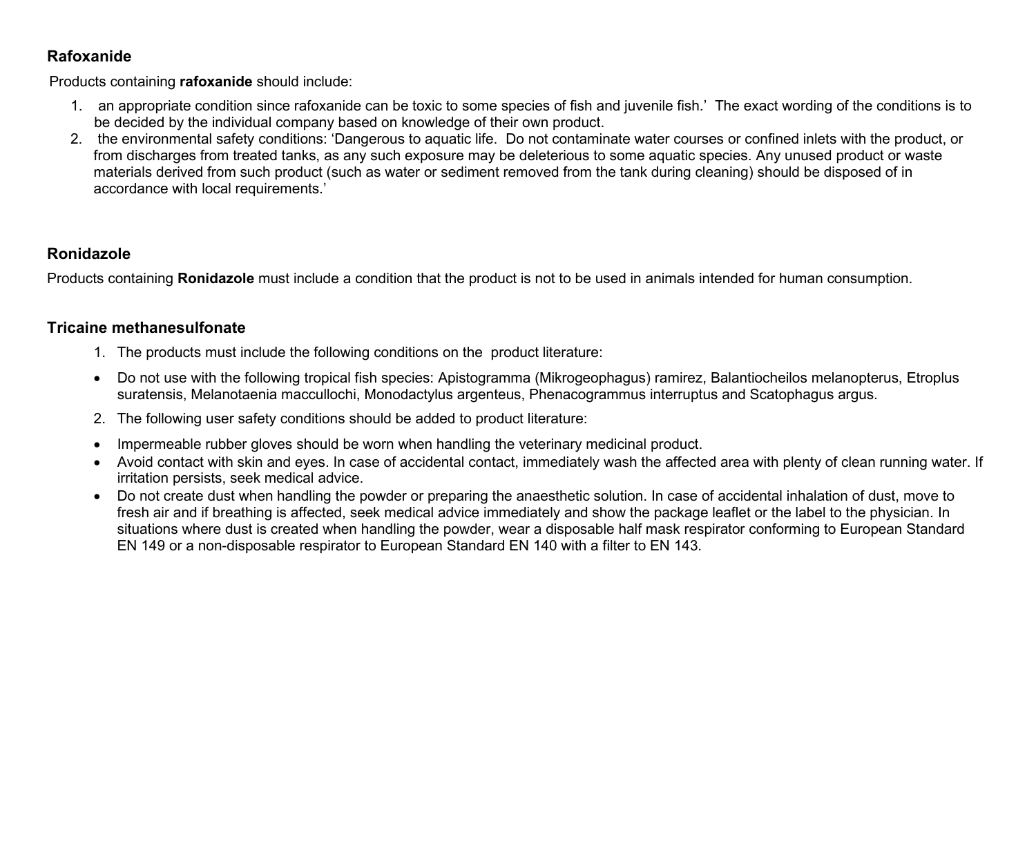### Rafoxanide

Products containing **rafoxanide** should include:

1. an appropriate condition since rafoxanide can be toxic to some species of fish and juvenile fish.' The exact wording of the conditions is to be decided by the individual company based on knowledge of their own product.
2. the environmental safety conditions: 'Dangerous to aquatic life. Do not contaminate water courses or confined inlets with the product, or from discharges from treated tanks, as any such exposure may be deleterious to some aquatic species. Any unused product or waste materials derived from such product (such as water or sediment removed from the tank during cleaning) should be disposed of in accordance with local requirements.'

### Ronidazole

Products containing **Ronidazole** must include a condition that the product is not to be used in animals intended for human consumption.

### Tricaine methanesulfonate

1. The products must include the following conditions on the product literature:

- Do not use with the following tropical fish species: Apistogramma (Mikrogeophagus) ramirez, Balantiocheilos melanopterus, Etroplus suratensis, Melanotaenia maccullochi, Monodactylus argenteus, Phenacogrammus interruptus and Scatophagus argus.

2. The following user safety conditions should be added to product literature:

- Impermeable rubber gloves should be worn when handling the veterinary medicinal product.
- Avoid contact with skin and eyes. In case of accidental contact, immediately wash the affected area with plenty of clean running water. If irritation persists, seek medical advice.
- Do not create dust when handling the powder or preparing the anaesthetic solution. In case of accidental inhalation of dust, move to fresh air and if breathing is affected, seek medical advice immediately and show the package leaflet or the label to the physician. In situations where dust is created when handling the powder, wear a disposable half mask respirator conforming to European Standard EN 149 or a non-disposable respirator to European Standard EN 140 with a filter to EN 143.